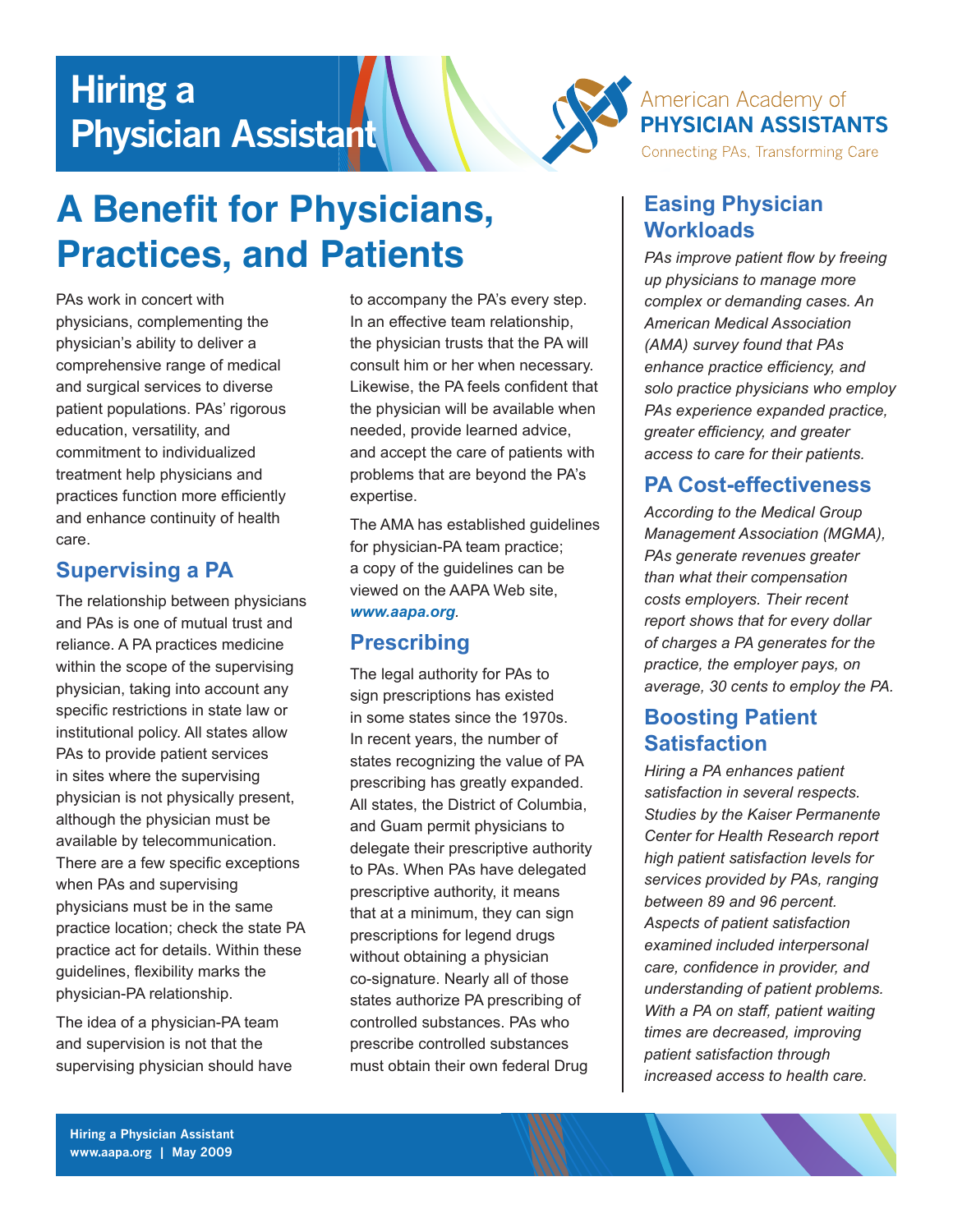# Hiring a Physician Assistant

American Academy of **PHYSICIAN ASSISTANTS**

Connecting PAs, Transforming Care

## A Benefit for Physicians, Practices, and Patients

PAs work in concert with physicians, complementing the physician's ability to deliver a comprehensive range of medical and surgical services to diverse patient populations. PAs' rigorous education, versatility, and commitment to individualized treatment help physicians and practices function more efficiently and enhance continuity of health care.

### Supervising a PA

The relationship between physicians and PAs is one of mutual trust and reliance. A PA practices medicine within the scope of the supervising physician, taking into account any specific restrictions in state law or institutional policy. All states allow PAs to provide patient services in sites where the supervising physician is not physically present, although the physician must be available by telecommunication. There are a few specific exceptions when PAs and supervising physicians must be in the same practice location; check the state PA practice act for details. Within these guidelines, flexibility marks the physician-PA relationship.

The idea of a physician-PA team and supervision is not that the supervising physician should have to accompany the PA's every step. In an effective team relationship, the physician trusts that the PA will consult him or her when necessary. Likewise, the PA feels confident that the physician will be available when needed, provide learned advice, and accept the care of patients with problems that are beyond the PA's expertise.

The AMA has established guidelines for physician-PA team practice; a copy of the guidelines can be viewed on the AAPA Web site, ***www.aapa.org***.

### Prescribing

The legal authority for PAs to sign prescriptions has existed in some states since the 1970s. In recent years, the number of states recognizing the value of PA prescribing has greatly expanded. All states, the District of Columbia, and Guam permit physicians to delegate their prescriptive authority to PAs. When PAs have delegated prescriptive authority, it means that at a minimum, they can sign prescriptions for legend drugs without obtaining a physician co-signature. Nearly all of those states authorize PA prescribing of controlled substances. PAs who prescribe controlled substances must obtain their own federal Drug

### Easing Physician Workloads

*PAs improve patient flow by freeing up physicians to manage more complex or demanding cases. An American Medical Association (AMA) survey found that PAs enhance practice efficiency, and solo practice physicians who employ PAs experience expanded practice, greater efficiency, and greater access to care for their patients.*

### PA Cost-effectiveness

*According to the Medical Group Management Association (MGMA), PAs generate revenues greater than what their compensation costs employers. Their recent report shows that for every dollar of charges a PA generates for the practice, the employer pays, on average, 30 cents to employ the PA.*

### Boosting Patient Satisfaction

*Hiring a PA enhances patient satisfaction in several respects. Studies by the Kaiser Permanente Center for Health Research report high patient satisfaction levels for services provided by PAs, ranging between 89 and 96 percent. Aspects of patient satisfaction examined included interpersonal care, confidence in provider, and understanding of patient problems. With a PA on staff, patient waiting times are decreased, improving patient satisfaction through increased access to health care.*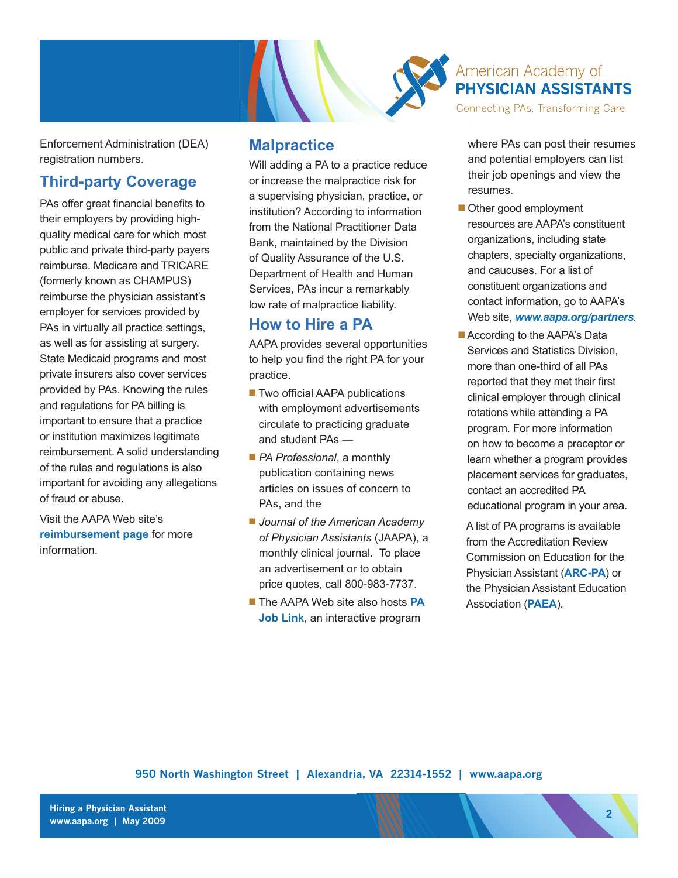Enforcement Administration (DEA) registration numbers.

## Third-party Coverage

PAs offer great financial benefits to their employers by providing high-quality medical care for which most public and private third-party payers reimburse. Medicare and TRICARE (formerly known as CHAMPUS) reimburse the physician assistant's employer for services provided by PAs in virtually all practice settings, as well as for assisting at surgery. State Medicaid programs and most private insurers also cover services provided by PAs. Knowing the rules and regulations for PA billing is important to ensure that a practice or institution maximizes legitimate reimbursement. A solid understanding of the rules and regulations is also important for avoiding any allegations of fraud or abuse.

Visit the AAPA Web site's **reimbursement page** for more information.

## Malpractice

Will adding a PA to a practice reduce or increase the malpractice risk for a supervising physician, practice, or institution? According to information from the National Practitioner Data Bank, maintained by the Division of Quality Assurance of the U.S. Department of Health and Human Services, PAs incur a remarkably low rate of malpractice liability.

## How to Hire a PA

AAPA provides several opportunities to help you find the right PA for your practice.

- Two official AAPA publications with employment advertisements circulate to practicing graduate and student PAs —
- *PA Professional*, a monthly publication containing news articles on issues of concern to PAs, and the
- *Journal of the American Academy of Physician Assistants* (JAAPA), a monthly clinical journal. To place an advertisement or to obtain price quotes, call 800-983-7737.
- The AAPA Web site also hosts **PA Job Link**, an interactive program where PAs can post their resumes and potential employers can list their job openings and view the resumes.
- Other good employment resources are AAPA's constituent organizations, including state chapters, specialty organizations, and caucuses. For a list of constituent organizations and contact information, go to AAPA's Web site, ***www.aapa.org/partners***.
- According to the AAPA's Data Services and Statistics Division, more than one-third of all PAs reported that they met their first clinical employer through clinical rotations while attending a PA program. For more information on how to become a preceptor or learn whether a program provides placement services for graduates, contact an accredited PA educational program in your area.

A list of PA programs is available from the Accreditation Review Commission on Education for the Physician Assistant (**ARC-PA**) or the Physician Assistant Education Association (**PAEA**).